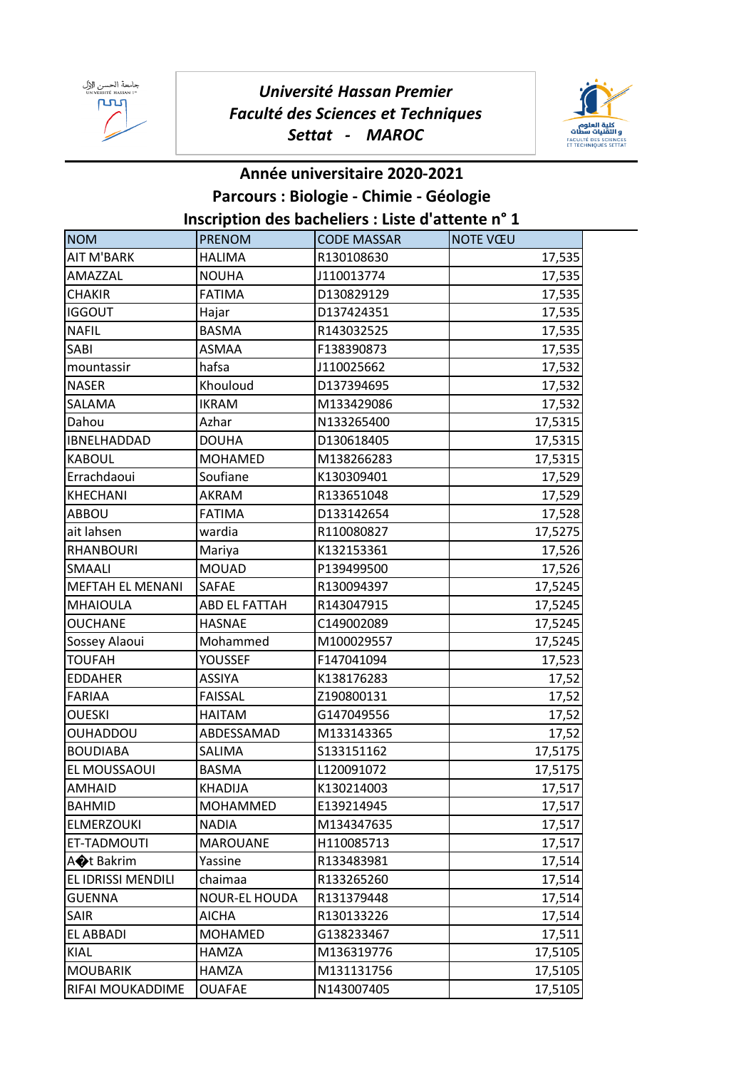*Université Hassan Premier*
*Faculté des Sciences et Techniques*
*Settat - MAROC*

## Année universitaire 2020-2021

## Parcours : Biologie - Chimie - Géologie

## Inscription des bacheliers : Liste d'attente n° 1

| NOM | PRENOM | CODE MASSAR | NOTE VŒU |
|---|---|---|---|
| AIT M'BARK | HALIMA | R130108630 | 17,535 |
| AMAZZAL | NOUHA | J110013774 | 17,535 |
| CHAKIR | FATIMA | D130829129 | 17,535 |
| IGGOUT | Hajar | D137424351 | 17,535 |
| NAFIL | BASMA | R143032525 | 17,535 |
| SABI | ASMAA | F138390873 | 17,535 |
| mountassir | hafsa | J110025662 | 17,532 |
| NASER | Khouloud | D137394695 | 17,532 |
| SALAMA | IKRAM | M133429086 | 17,532 |
| Dahou | Azhar | N133265400 | 17,5315 |
| IBNELHADDAD | DOUHA | D130618405 | 17,5315 |
| KABOUL | MOHAMED | M138266283 | 17,5315 |
| Errachdaoui | Soufiane | K130309401 | 17,529 |
| KHECHANI | AKRAM | R133651048 | 17,529 |
| ABBOU | FATIMA | D133142654 | 17,528 |
| ait lahsen | wardia | R110080827 | 17,5275 |
| RHANBOURI | Mariya | K132153361 | 17,526 |
| SMAALI | MOUAD | P139499500 | 17,526 |
| MEFTAH EL MENANI | SAFAE | R130094397 | 17,5245 |
| MHAIOULA | ABD EL FATTAH | R143047915 | 17,5245 |
| OUCHANE | HASNAE | C149002089 | 17,5245 |
| Sossey Alaoui | Mohammed | M100029557 | 17,5245 |
| TOUFAH | YOUSSEF | F147041094 | 17,523 |
| EDDAHER | ASSIYA | K138176283 | 17,52 |
| FARIAA | FAISSAL | Z190800131 | 17,52 |
| OUESKI | HAITAM | G147049556 | 17,52 |
| OUHADDOU | ABDESSAMAD | M133143365 | 17,52 |
| BOUDIABA | SALIMA | S133151162 | 17,5175 |
| EL MOUSSAOUI | BASMA | L120091072 | 17,5175 |
| AMHAID | KHADIJA | K130214003 | 17,517 |
| BAHMID | MOHAMMED | E139214945 | 17,517 |
| ELMERZOUKI | NADIA | M134347635 | 17,517 |
| ET-TADMOUTI | MAROUANE | H110085713 | 17,517 |
| A�t Bakrim | Yassine | R133483981 | 17,514 |
| EL IDRISSI MENDILI | chaimaa | R133265260 | 17,514 |
| GUENNA | NOUR-EL HOUDA | R131379448 | 17,514 |
| SAIR | AICHA | R130133226 | 17,514 |
| EL ABBADI | MOHAMED | G138233467 | 17,511 |
| KIAL | HAMZA | M136319776 | 17,5105 |
| MOUBARIK | HAMZA | M131131756 | 17,5105 |
| RIFAI MOUKADDIME | OUAFAE | N143007405 | 17,5105 |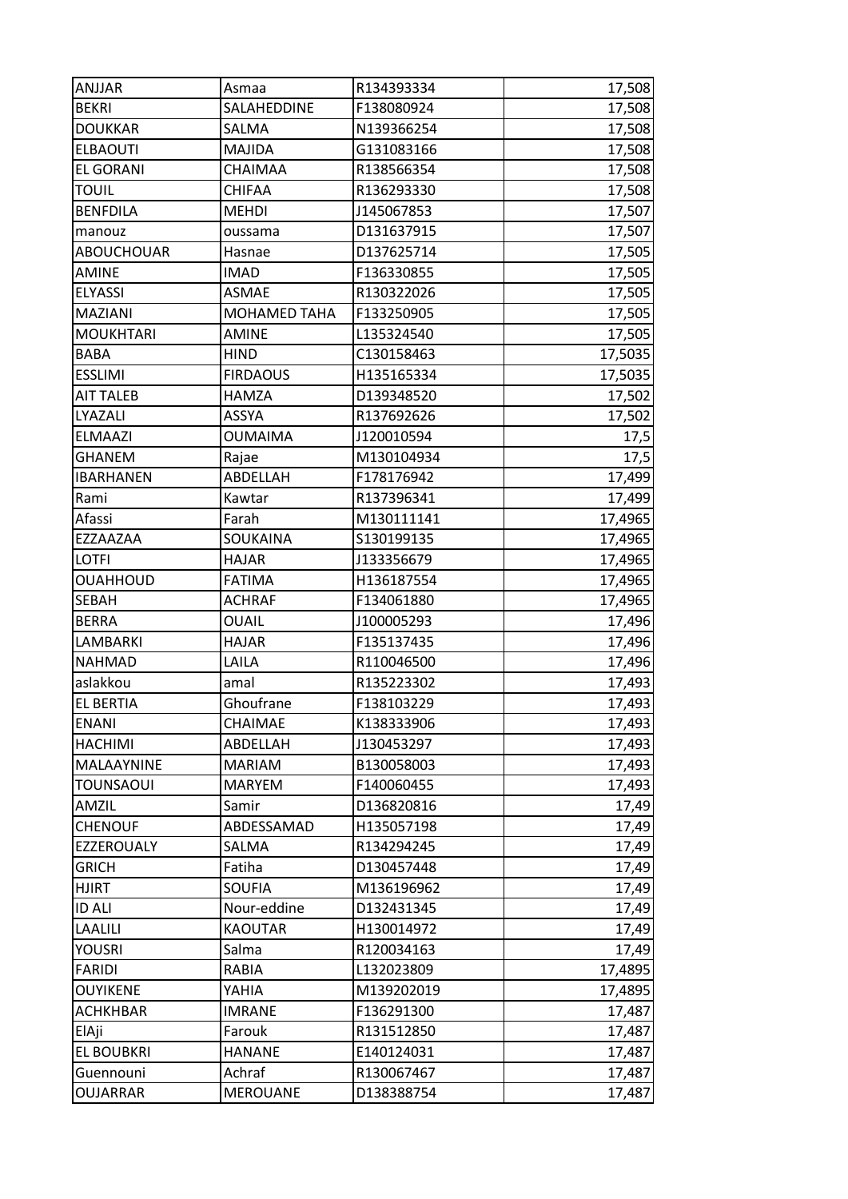| ANJJAR | Asmaa | R134393334 | 17,508 |
|---|---|---|---|
| BEKRI | SALAHEDDINE | F138080924 | 17,508 |
| DOUKKAR | SALMA | N139366254 | 17,508 |
| ELBAOUTI | MAJIDA | G131083166 | 17,508 |
| EL GORANI | CHAIMAA | R138566354 | 17,508 |
| TOUIL | CHIFAA | R136293330 | 17,508 |
| BENFDILA | MEHDI | J145067853 | 17,507 |
| manouz | oussama | D131637915 | 17,507 |
| ABOUCHOUAR | Hasnae | D137625714 | 17,505 |
| AMINE | IMAD | F136330855 | 17,505 |
| ELYASSI | ASMAE | R130322026 | 17,505 |
| MAZIANI | MOHAMED TAHA | F133250905 | 17,505 |
| MOUKHTARI | AMINE | L135324540 | 17,505 |
| BABA | HIND | C130158463 | 17,5035 |
| ESSLIMI | FIRDAOUS | H135165334 | 17,5035 |
| AIT TALEB | HAMZA | D139348520 | 17,502 |
| LYAZALI | ASSYA | R137692626 | 17,502 |
| ELMAAZI | OUMAIMA | J120010594 | 17,5 |
| GHANEM | Rajae | M130104934 | 17,5 |
| IBARHANEN | ABDELLAH | F178176942 | 17,499 |
| Rami | Kawtar | R137396341 | 17,499 |
| Afassi | Farah | M130111141 | 17,4965 |
| EZZAAZAA | SOUKAINA | S130199135 | 17,4965 |
| LOTFI | HAJAR | J133356679 | 17,4965 |
| OUAHHOUD | FATIMA | H136187554 | 17,4965 |
| SEBAH | ACHRAF | F134061880 | 17,4965 |
| BERRA | OUAIL | J100005293 | 17,496 |
| LAMBARKI | HAJAR | F135137435 | 17,496 |
| NAHMAD | LAILA | R110046500 | 17,496 |
| aslakkou | amal | R135223302 | 17,493 |
| EL BERTIA | Ghoufrane | F138103229 | 17,493 |
| ENANI | CHAIMAE | K138333906 | 17,493 |
| HACHIMI | ABDELLAH | J130453297 | 17,493 |
| MALAAYNINE | MARIAM | B130058003 | 17,493 |
| TOUNSAOUI | MARYEM | F140060455 | 17,493 |
| AMZIL | Samir | D136820816 | 17,49 |
| CHENOUF | ABDESSAMAD | H135057198 | 17,49 |
| EZZEROUALY | SALMA | R134294245 | 17,49 |
| GRICH | Fatiha | D130457448 | 17,49 |
| HJIRT | SOUFIA | M136196962 | 17,49 |
| ID ALI | Nour-eddine | D132431345 | 17,49 |
| LAALILI | KAOUTAR | H130014972 | 17,49 |
| YOUSRI | Salma | R120034163 | 17,49 |
| FARIDI | RABIA | L132023809 | 17,4895 |
| OUYIKENE | YAHIA | M139202019 | 17,4895 |
| ACHKHBAR | IMRANE | F136291300 | 17,487 |
| ElAji | Farouk | R131512850 | 17,487 |
| EL BOUBKRI | HANANE | E140124031 | 17,487 |
| Guennouni | Achraf | R130067467 | 17,487 |
| OUJARRAR | MEROUANE | D138388754 | 17,487 |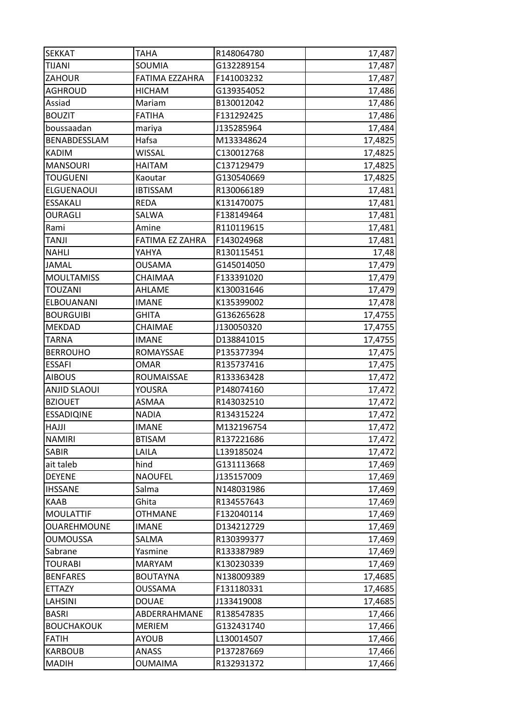| SEKKAT | TAHA | R148064780 | 17,487 |
|---|---|---|---|
| TIJANI | SOUMIA | G132289154 | 17,487 |
| ZAHOUR | FATIMA EZZAHRA | F141003232 | 17,487 |
| AGHROUD | HICHAM | G139354052 | 17,486 |
| Assiad | Mariam | B130012042 | 17,486 |
| BOUZIT | FATIHA | F131292425 | 17,486 |
| boussaadan | mariya | J135285964 | 17,484 |
| BENABDESSLAM | Hafsa | M133348624 | 17,4825 |
| KADIM | WISSAL | C130012768 | 17,4825 |
| MANSOURI | HAITAM | C137129479 | 17,4825 |
| TOUGUENI | Kaoutar | G130540669 | 17,4825 |
| ELGUENAOUI | IBTISSAM | R130066189 | 17,481 |
| ESSAKALI | REDA | K131470075 | 17,481 |
| OURAGLI | SALWA | F138149464 | 17,481 |
| Rami | Amine | R110119615 | 17,481 |
| TANJI | FATIMA EZ ZAHRA | F143024968 | 17,481 |
| NAHLI | YAHYA | R130115451 | 17,48 |
| JAMAL | OUSAMA | G145014050 | 17,479 |
| MOULTAMISS | CHAIMAA | F133391020 | 17,479 |
| TOUZANI | AHLAME | K130031646 | 17,479 |
| ELBOUANANI | IMANE | K135399002 | 17,478 |
| BOURGUIBI | GHITA | G136265628 | 17,4755 |
| MEKDAD | CHAIMAE | J130050320 | 17,4755 |
| TARNA | IMANE | D138841015 | 17,4755 |
| BERROUHO | ROMAYSSAE | P135377394 | 17,475 |
| ESSAFI | OMAR | R135737416 | 17,475 |
| AIBOUS | ROUMAISSAE | R133363428 | 17,472 |
| ANJID SLAOUI | YOUSRA | P148074160 | 17,472 |
| BZIOUET | ASMAA | R143032510 | 17,472 |
| ESSADIQINE | NADIA | R134315224 | 17,472 |
| HAJJI | IMANE | M132196754 | 17,472 |
| NAMIRI | BTISAM | R137221686 | 17,472 |
| SABIR | LAILA | L139185024 | 17,472 |
| ait taleb | hind | G131113668 | 17,469 |
| DEYENE | NAOUFEL | J135157009 | 17,469 |
| IHSSANE | Salma | N148031986 | 17,469 |
| KAAB | Ghita | R134557643 | 17,469 |
| MOULATTIF | OTHMANE | F132040114 | 17,469 |
| OUAREHMOUNE | IMANE | D134212729 | 17,469 |
| OUMOUSSA | SALMA | R130399377 | 17,469 |
| Sabrane | Yasmine | R133387989 | 17,469 |
| TOURABI | MARYAM | K130230339 | 17,469 |
| BENFARES | BOUTAYNA | N138009389 | 17,4685 |
| ETTAZY | OUSSAMA | F131180331 | 17,4685 |
| LAHSINI | DOUAE | J133419008 | 17,4685 |
| BASRI | ABDERRAHMANE | R138547835 | 17,466 |
| BOUCHAKOUK | MERIEM | G132431740 | 17,466 |
| FATIH | AYOUB | L130014507 | 17,466 |
| KARBOUB | ANASS | P137287669 | 17,466 |
| MADIH | OUMAIMA | R132931372 | 17,466 |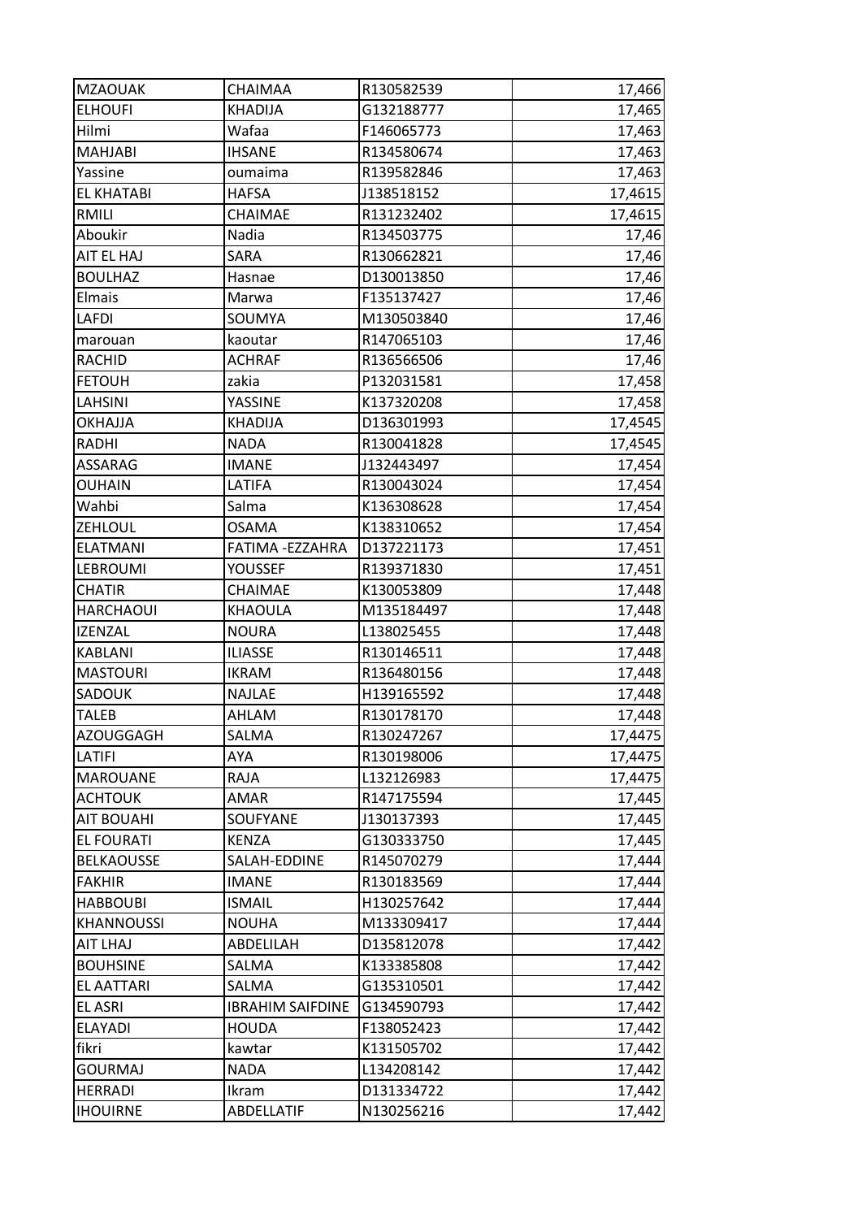| MZAOUAK | CHAIMAA | R130582539 | 17,466 |
|---|---|---|---|
| ELHOUFI | KHADIJA | G132188777 | 17,465 |
| Hilmi | Wafaa | F146065773 | 17,463 |
| MAHJABI | IHSANE | R134580674 | 17,463 |
| Yassine | oumaima | R139582846 | 17,463 |
| EL KHATABI | HAFSA | J138518152 | 17,4615 |
| RMILI | CHAIMAE | R131232402 | 17,4615 |
| Aboukir | Nadia | R134503775 | 17,46 |
| AIT EL HAJ | SARA | R130662821 | 17,46 |
| BOULHAZ | Hasnae | D130013850 | 17,46 |
| Elmais | Marwa | F135137427 | 17,46 |
| LAFDI | SOUMYA | M130503840 | 17,46 |
| marouan | kaoutar | R147065103 | 17,46 |
| RACHID | ACHRAF | R136566506 | 17,46 |
| FETOUH | zakia | P132031581 | 17,458 |
| LAHSINI | YASSINE | K137320208 | 17,458 |
| OKHAJJA | KHADIJA | D136301993 | 17,4545 |
| RADHI | NADA | R130041828 | 17,4545 |
| ASSARAG | IMANE | J132443497 | 17,454 |
| OUHAIN | LATIFA | R130043024 | 17,454 |
| Wahbi | Salma | K136308628 | 17,454 |
| ZEHLOUL | OSAMA | K138310652 | 17,454 |
| ELATMANI | FATIMA -EZZAHRA | D137221173 | 17,451 |
| LEBROUMI | YOUSSEF | R139371830 | 17,451 |
| CHATIR | CHAIMAE | K130053809 | 17,448 |
| HARCHAOUI | KHAOULA | M135184497 | 17,448 |
| IZENZAL | NOURA | L138025455 | 17,448 |
| KABLANI | ILIASSE | R130146511 | 17,448 |
| MASTOURI | IKRAM | R136480156 | 17,448 |
| SADOUK | NAJLAE | H139165592 | 17,448 |
| TALEB | AHLAM | R130178170 | 17,448 |
| AZOUGGAGH | SALMA | R130247267 | 17,4475 |
| LATIFI | AYA | R130198006 | 17,4475 |
| MAROUANE | RAJA | L132126983 | 17,4475 |
| ACHTOUK | AMAR | R147175594 | 17,445 |
| AIT BOUAHI | SOUFYANE | J130137393 | 17,445 |
| EL FOURATI | KENZA | G130333750 | 17,445 |
| BELKAOUSSE | SALAH-EDDINE | R145070279 | 17,444 |
| FAKHIR | IMANE | R130183569 | 17,444 |
| HABBOUBI | ISMAIL | H130257642 | 17,444 |
| KHANNOUSSI | NOUHA | M133309417 | 17,444 |
| AIT LHAJ | ABDELILAH | D135812078 | 17,442 |
| BOUHSINE | SALMA | K133385808 | 17,442 |
| EL AATTARI | SALMA | G135310501 | 17,442 |
| EL ASRI | IBRAHIM SAIFDINE | G134590793 | 17,442 |
| ELAYADI | HOUDA | F138052423 | 17,442 |
| fikri | kawtar | K131505702 | 17,442 |
| GOURMAJ | NADA | L134208142 | 17,442 |
| HERRADI | Ikram | D131334722 | 17,442 |
| IHOUIRNE | ABDELLATIF | N130256216 | 17,442 |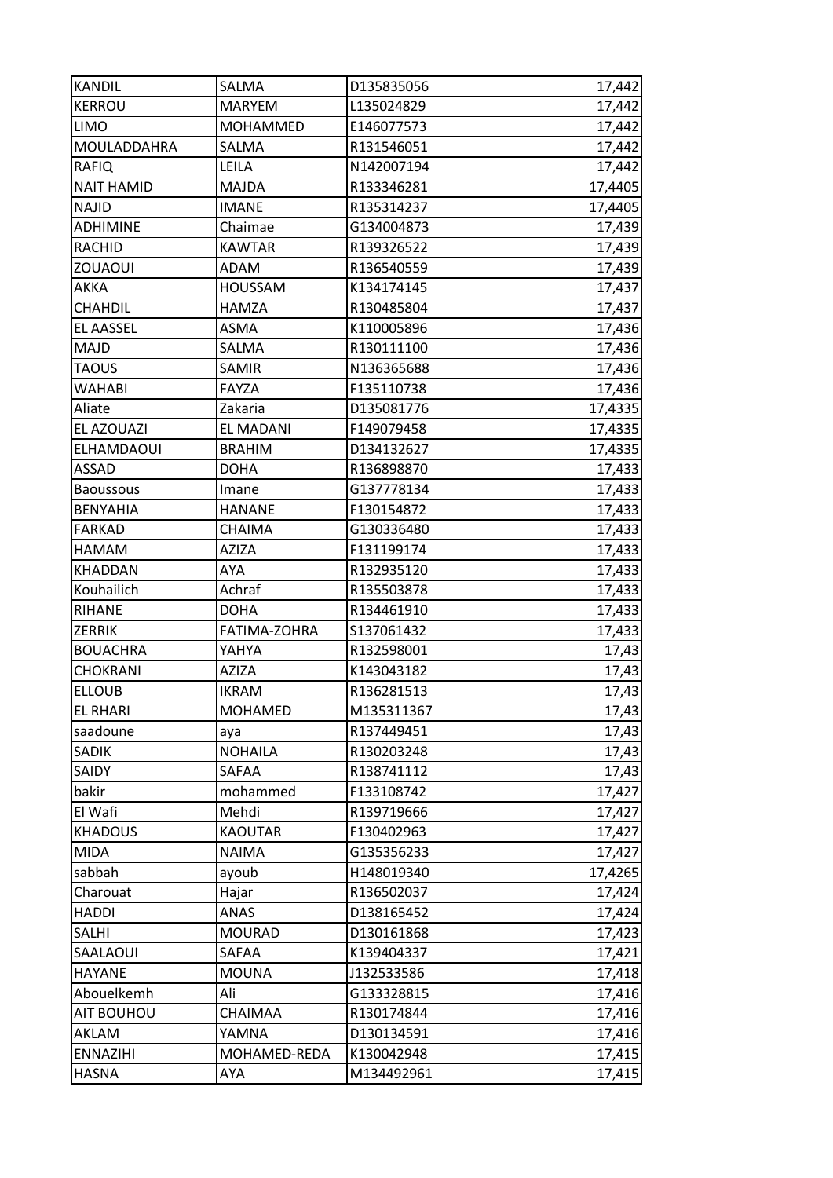| KANDIL | SALMA | D135835056 | 17,442 |
|---|---|---|---|
| KERROU | MARYEM | L135024829 | 17,442 |
| LIMO | MOHAMMED | E146077573 | 17,442 |
| MOULADDAHRA | SALMA | R131546051 | 17,442 |
| RAFIQ | LEILA | N142007194 | 17,442 |
| NAIT HAMID | MAJDA | R133346281 | 17,4405 |
| NAJID | IMANE | R135314237 | 17,4405 |
| ADHIMINE | Chaimae | G134004873 | 17,439 |
| RACHID | KAWTAR | R139326522 | 17,439 |
| ZOUAOUI | ADAM | R136540559 | 17,439 |
| AKKA | HOUSSAM | K134174145 | 17,437 |
| CHAHDIL | HAMZA | R130485804 | 17,437 |
| EL AASSEL | ASMA | K110005896 | 17,436 |
| MAJD | SALMA | R130111100 | 17,436 |
| TAOUS | SAMIR | N136365688 | 17,436 |
| WAHABI | FAYZA | F135110738 | 17,436 |
| Aliate | Zakaria | D135081776 | 17,4335 |
| EL AZOUAZI | EL MADANI | F149079458 | 17,4335 |
| ELHAMDAOUI | BRAHIM | D134132627 | 17,4335 |
| ASSAD | DOHA | R136898870 | 17,433 |
| Baoussous | Imane | G137778134 | 17,433 |
| BENYAHIA | HANANE | F130154872 | 17,433 |
| FARKAD | CHAIMA | G130336480 | 17,433 |
| HAMAM | AZIZA | F131199174 | 17,433 |
| KHADDAN | AYA | R132935120 | 17,433 |
| Kouhailich | Achraf | R135503878 | 17,433 |
| RIHANE | DOHA | R134461910 | 17,433 |
| ZERRIK | FATIMA-ZOHRA | S137061432 | 17,433 |
| BOUACHRA | YAHYA | R132598001 | 17,43 |
| CHOKRANI | AZIZA | K143043182 | 17,43 |
| ELLOUB | IKRAM | R136281513 | 17,43 |
| EL RHARI | MOHAMED | M135311367 | 17,43 |
| saadoune | aya | R137449451 | 17,43 |
| SADIK | NOHAILA | R130203248 | 17,43 |
| SAIDY | SAFAA | R138741112 | 17,43 |
| bakir | mohammed | F133108742 | 17,427 |
| El Wafi | Mehdi | R139719666 | 17,427 |
| KHADOUS | KAOUTAR | F130402963 | 17,427 |
| MIDA | NAIMA | G135356233 | 17,427 |
| sabbah | ayoub | H148019340 | 17,4265 |
| Charouat | Hajar | R136502037 | 17,424 |
| HADDI | ANAS | D138165452 | 17,424 |
| SALHI | MOURAD | D130161868 | 17,423 |
| SAALAOUI | SAFAA | K139404337 | 17,421 |
| HAYANE | MOUNA | J132533586 | 17,418 |
| Abouelkemh | Ali | G133328815 | 17,416 |
| AIT BOUHOU | CHAIMAA | R130174844 | 17,416 |
| AKLAM | YAMNA | D130134591 | 17,416 |
| ENNAZIHI | MOHAMED-REDA | K130042948 | 17,415 |
| HASNA | AYA | M134492961 | 17,415 |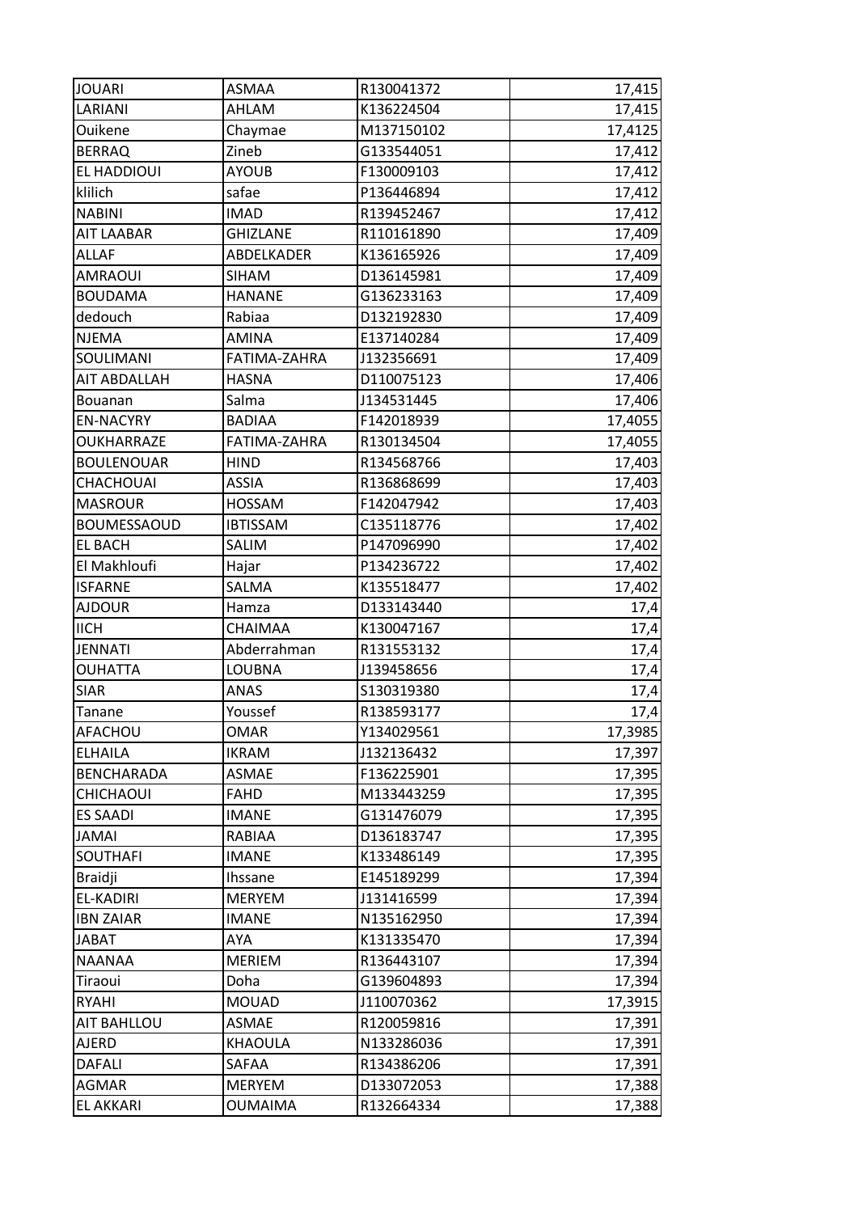| JOUARI | ASMAA | R130041372 | 17,415 |
|---|---|---|---|
| LARIANI | AHLAM | K136224504 | 17,415 |
| Ouikene | Chaymae | M137150102 | 17,4125 |
| BERRAQ | Zineb | G133544051 | 17,412 |
| EL HADDIOUI | AYOUB | F130009103 | 17,412 |
| klilich | safae | P136446894 | 17,412 |
| NABINI | IMAD | R139452467 | 17,412 |
| AIT LAABAR | GHIZLANE | R110161890 | 17,409 |
| ALLAF | ABDELKADER | K136165926 | 17,409 |
| AMRAOUI | SIHAM | D136145981 | 17,409 |
| BOUDAMA | HANANE | G136233163 | 17,409 |
| dedouch | Rabiaa | D132192830 | 17,409 |
| NJEMA | AMINA | E137140284 | 17,409 |
| SOULIMANI | FATIMA-ZAHRA | J132356691 | 17,409 |
| AIT ABDALLAH | HASNA | D110075123 | 17,406 |
| Bouanan | Salma | J134531445 | 17,406 |
| EN-NACYRY | BADIAA | F142018939 | 17,4055 |
| OUKHARRAZE | FATIMA-ZAHRA | R130134504 | 17,4055 |
| BOULENOUAR | HIND | R134568766 | 17,403 |
| CHACHOUAI | ASSIA | R136868699 | 17,403 |
| MASROUR | HOSSAM | F142047942 | 17,403 |
| BOUMESSAOUD | IBTISSAM | C135118776 | 17,402 |
| EL BACH | SALIM | P147096990 | 17,402 |
| El Makhloufi | Hajar | P134236722 | 17,402 |
| ISFARNE | SALMA | K135518477 | 17,402 |
| AJDOUR | Hamza | D133143440 | 17,4 |
| IICH | CHAIMAA | K130047167 | 17,4 |
| JENNATI | Abderrahman | R131553132 | 17,4 |
| OUHATTA | LOUBNA | J139458656 | 17,4 |
| SIAR | ANAS | S130319380 | 17,4 |
| Tanane | Youssef | R138593177 | 17,4 |
| AFACHOU | OMAR | Y134029561 | 17,3985 |
| ELHAILA | IKRAM | J132136432 | 17,397 |
| BENCHARADA | ASMAE | F136225901 | 17,395 |
| CHICHAOUI | FAHD | M133443259 | 17,395 |
| ES SAADI | IMANE | G131476079 | 17,395 |
| JAMAI | RABIAA | D136183747 | 17,395 |
| SOUTHAFI | IMANE | K133486149 | 17,395 |
| Braidji | Ihssane | E145189299 | 17,394 |
| EL-KADIRI | MERYEM | J131416599 | 17,394 |
| IBN ZAIAR | IMANE | N135162950 | 17,394 |
| JABAT | AYA | K131335470 | 17,394 |
| NAANAA | MERIEM | R136443107 | 17,394 |
| Tiraoui | Doha | G139604893 | 17,394 |
| RYAHI | MOUAD | J110070362 | 17,3915 |
| AIT BAHLLOU | ASMAE | R120059816 | 17,391 |
| AJERD | KHAOULA | N133286036 | 17,391 |
| DAFALI | SAFAA | R134386206 | 17,391 |
| AGMAR | MERYEM | D133072053 | 17,388 |
| EL AKKARI | OUMAIMA | R132664334 | 17,388 |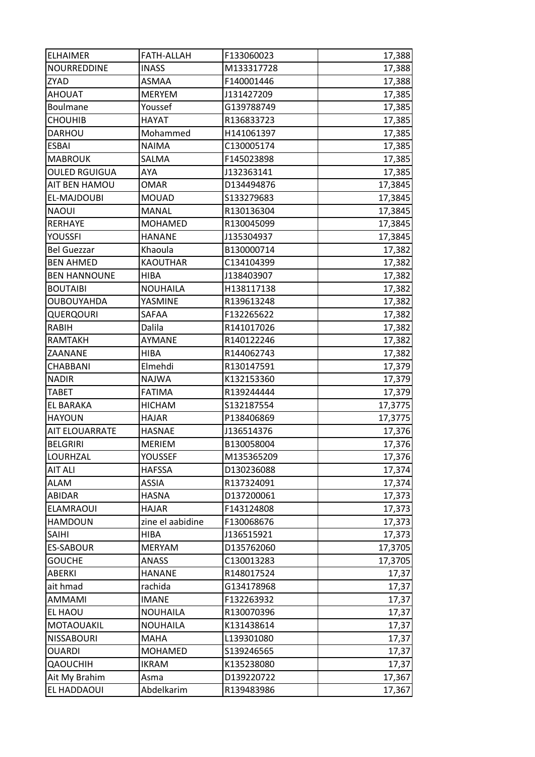| | | | |
|---|---|---|---|
| ELHAIMER | FATH-ALLAH | F133060023 | 17,388 |
| NOURREDDINE | INASS | M133317728 | 17,388 |
| ZYAD | ASMAA | F140001446 | 17,388 |
| AHOUAT | MERYEM | J131427209 | 17,385 |
| Boulmane | Youssef | G139788749 | 17,385 |
| CHOUHIB | HAYAT | R136833723 | 17,385 |
| DARHOU | Mohammed | H141061397 | 17,385 |
| ESBAI | NAIMA | C130005174 | 17,385 |
| MABROUK | SALMA | F145023898 | 17,385 |
| OULED RGUIGUA | AYA | J132363141 | 17,385 |
| AIT BEN HAMOU | OMAR | D134494876 | 17,3845 |
| EL-MAJDOUBI | MOUAD | S133279683 | 17,3845 |
| NAOUI | MANAL | R130136304 | 17,3845 |
| RERHAYE | MOHAMED | R130045099 | 17,3845 |
| YOUSSFI | HANANE | J135304937 | 17,3845 |
| Bel Guezzar | Khaoula | B130000714 | 17,382 |
| BEN AHMED | KAOUTHAR | C134104399 | 17,382 |
| BEN HANNOUNE | HIBA | J138403907 | 17,382 |
| BOUTAIBI | NOUHAILA | H138117138 | 17,382 |
| OUBOUYAHDA | YASMINE | R139613248 | 17,382 |
| QUERQOURI | SAFAA | F132265622 | 17,382 |
| RABIH | Dalila | R141017026 | 17,382 |
| RAMTAKH | AYMANE | R140122246 | 17,382 |
| ZAANANE | HIBA | R144062743 | 17,382 |
| CHABBANI | Elmehdi | R130147591 | 17,379 |
| NADIR | NAJWA | K132153360 | 17,379 |
| TABET | FATIMA | R139244444 | 17,379 |
| EL BARAKA | HICHAM | S132187554 | 17,3775 |
| HAYOUN | HAJAR | P138406869 | 17,3775 |
| AIT ELOUARRATE | HASNAE | J136514376 | 17,376 |
| BELGRIRI | MERIEM | B130058004 | 17,376 |
| LOURHZAL | YOUSSEF | M135365209 | 17,376 |
| AIT ALI | HAFSSA | D130236088 | 17,374 |
| ALAM | ASSIA | R137324091 | 17,374 |
| ABIDAR | HASNA | D137200061 | 17,373 |
| ELAMRAOUI | HAJAR | F143124808 | 17,373 |
| HAMDOUN | zine el aabidine | F130068676 | 17,373 |
| SAIHI | HIBA | J136515921 | 17,373 |
| ES-SABOUR | MERYAM | D135762060 | 17,3705 |
| GOUCHE | ANASS | C130013283 | 17,3705 |
| ABERKI | HANANE | R148017524 | 17,37 |
| ait hmad | rachida | G134178968 | 17,37 |
| AMMAMI | IMANE | F132263932 | 17,37 |
| EL HAOU | NOUHAILA | R130070396 | 17,37 |
| MOTAOUAKIL | NOUHAILA | K131438614 | 17,37 |
| NISSABOURI | MAHA | L139301080 | 17,37 |
| OUARDI | MOHAMED | S139246565 | 17,37 |
| QAOUCHIH | IKRAM | K135238080 | 17,37 |
| Ait My Brahim | Asma | D139220722 | 17,367 |
| EL HADDAOUI | Abdelkarim | R139483986 | 17,367 |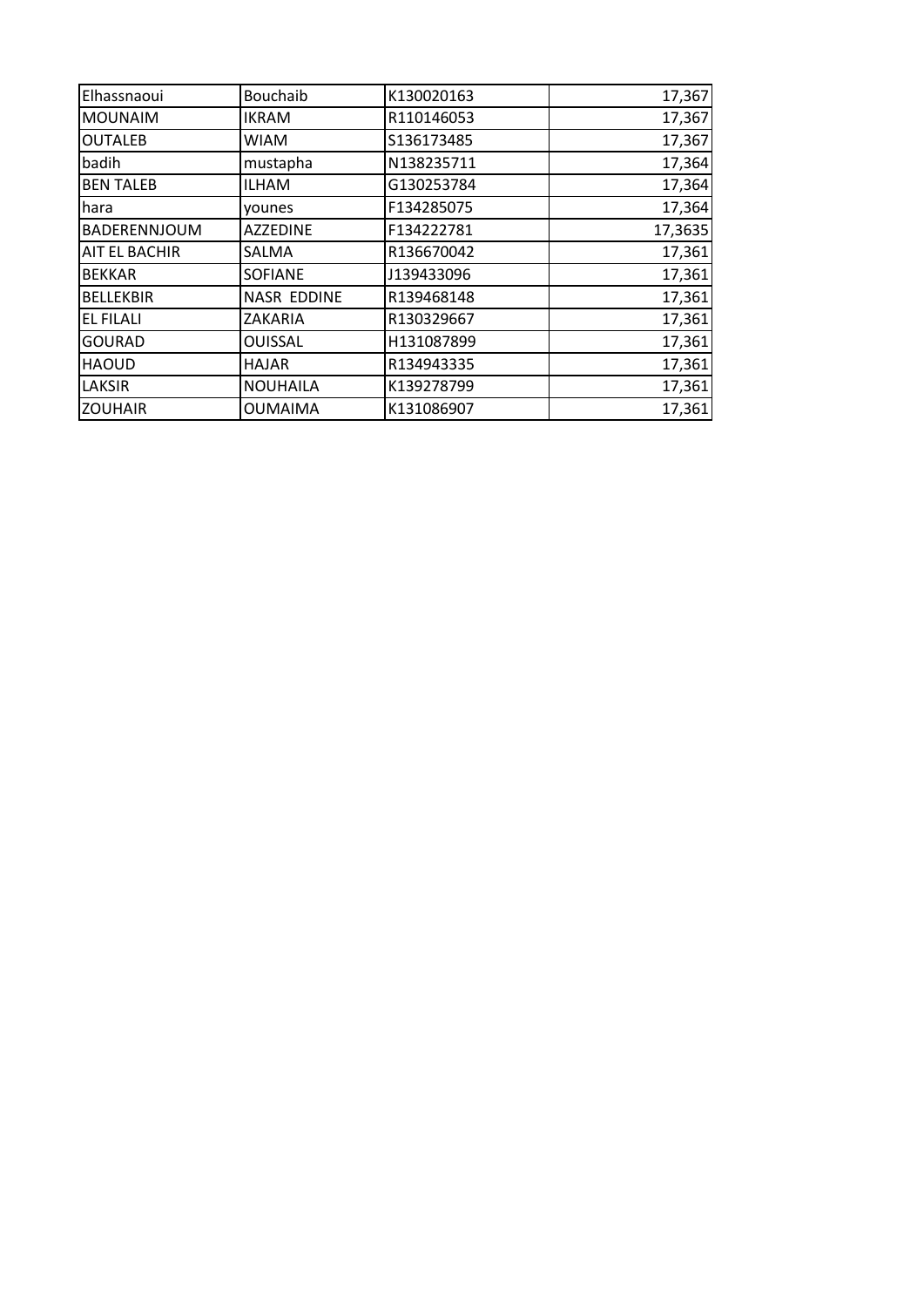| | | | |
|---|---|---|---|
| Elhassnaoui | Bouchaib | K130020163 | 17,367 |
| MOUNAIM | IKRAM | R110146053 | 17,367 |
| OUTALEB | WIAM | S136173485 | 17,367 |
| badih | mustapha | N138235711 | 17,364 |
| BEN TALEB | ILHAM | G130253784 | 17,364 |
| hara | younes | F134285075 | 17,364 |
| BADERENNJOUM | AZZEDINE | F134222781 | 17,3635 |
| AIT EL BACHIR | SALMA | R136670042 | 17,361 |
| BEKKAR | SOFIANE | J139433096 | 17,361 |
| BELLEKBIR | NASR EDDINE | R139468148 | 17,361 |
| EL FILALI | ZAKARIA | R130329667 | 17,361 |
| GOURAD | OUISSAL | H131087899 | 17,361 |
| HAOUD | HAJAR | R134943335 | 17,361 |
| LAKSIR | NOUHAILA | K139278799 | 17,361 |
| ZOUHAIR | OUMAIMA | K131086907 | 17,361 |